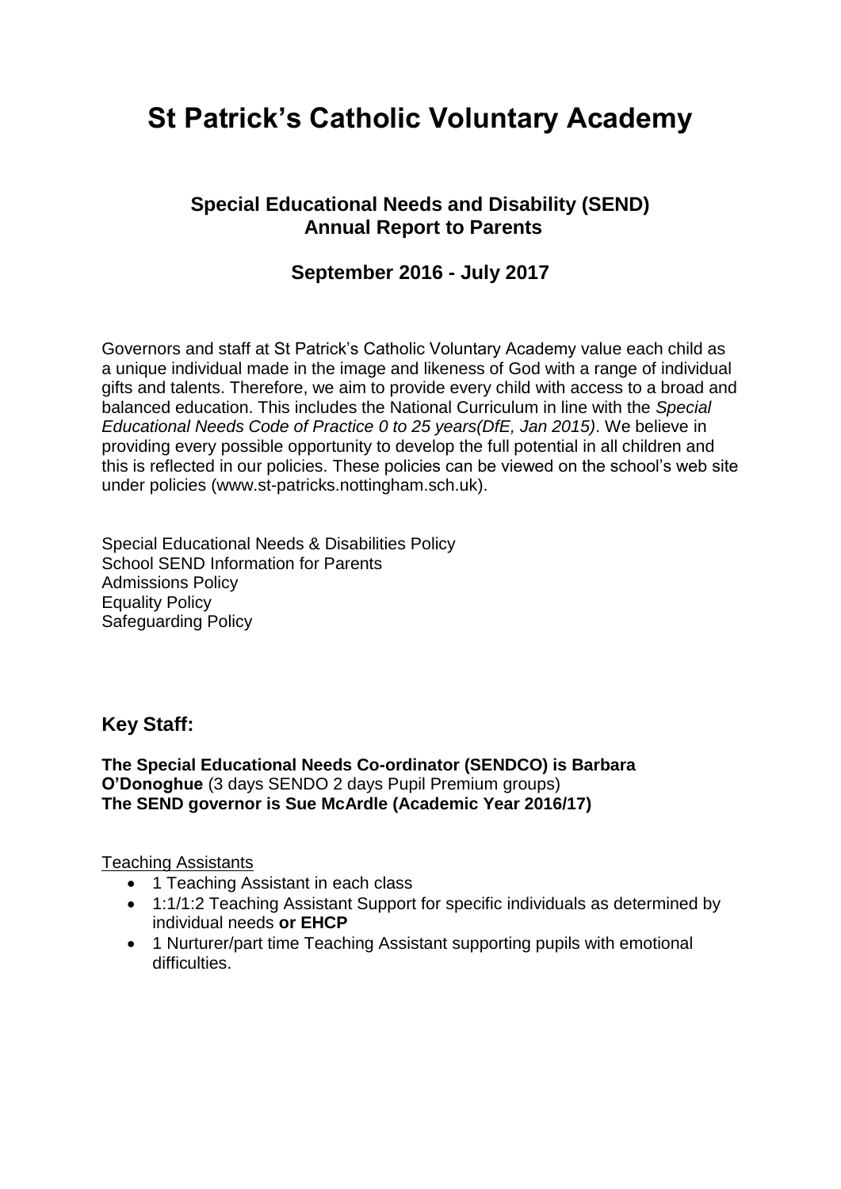# St Patrick's Catholic Voluntary Academy

## Special Educational Needs and Disability (SEND) Annual Report to Parents

### September 2016 - July 2017

Governors and staff at St Patrick's Catholic Voluntary Academy value each child as a unique individual made in the image and likeness of God with a range of individual gifts and talents. Therefore, we aim to provide every child with access to a broad and balanced education. This includes the National Curriculum in line with the *Special Educational Needs Code of Practice 0 to 25 years(DfE, Jan 2015)*. We believe in providing every possible opportunity to develop the full potential in all children and this is reflected in our policies. These policies can be viewed on the school's web site under policies (www.st-patricks.nottingham.sch.uk).

Special Educational Needs & Disabilities Policy
School SEND Information for Parents
Admissions Policy
Equality Policy
Safeguarding Policy

## Key Staff:

**The Special Educational Needs Co-ordinator (SENDCO) is Barbara O'Donoghue** (3 days SENDO 2 days Pupil Premium groups)
**The SEND governor is Sue McArdle (Academic Year 2016/17)**

Teaching Assistants

- 1 Teaching Assistant in each class
- 1:1/1:2 Teaching Assistant Support for specific individuals as determined by individual needs **or EHCP**
- 1 Nurturer/part time Teaching Assistant supporting pupils with emotional difficulties.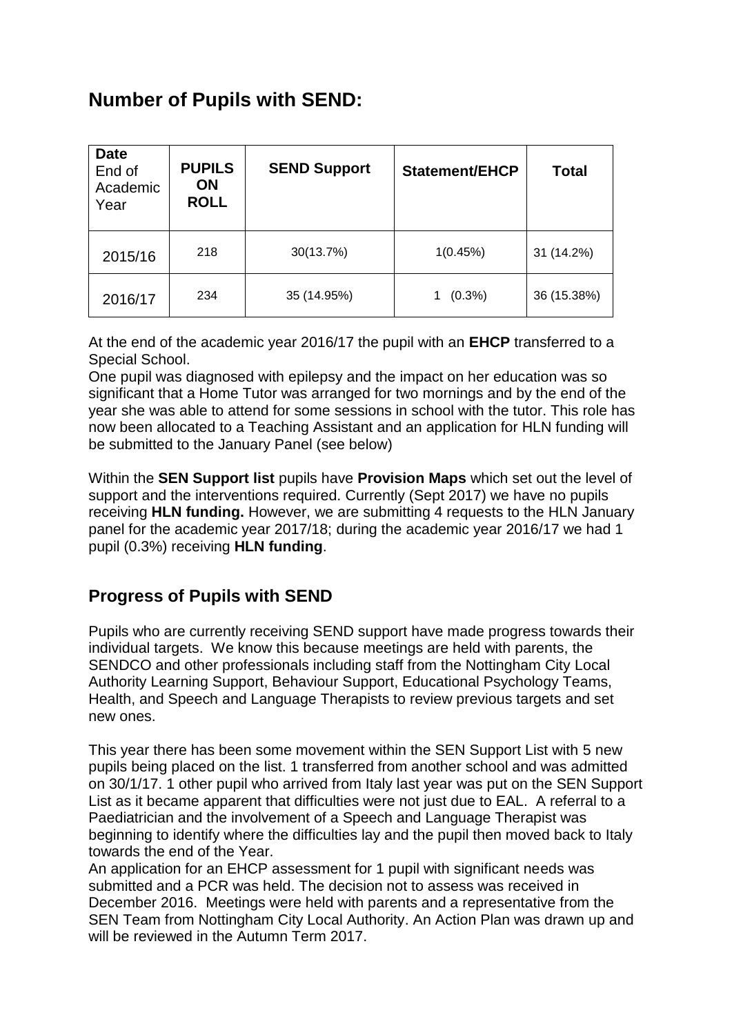## Number of Pupils with SEND:

| **Date** End of Academic Year | **PUPILS ON ROLL** | **SEND Support** | **Statement/EHCP** | **Total** |
|---|---|---|---|---|
| 2015/16 | 218 | 30(13.7%) | 1(0.45%) | 31 (14.2%) |
| 2016/17 | 234 | 35 (14.95%) | 1 (0.3%) | 36 (15.38%) |

At the end of the academic year 2016/17 the pupil with an **EHCP** transferred to a Special School.
One pupil was diagnosed with epilepsy and the impact on her education was so significant that a Home Tutor was arranged for two mornings and by the end of the year she was able to attend for some sessions in school with the tutor. This role has now been allocated to a Teaching Assistant and an application for HLN funding will be submitted to the January Panel (see below)

Within the **SEN Support list** pupils have **Provision Maps** which set out the level of support and the interventions required. Currently (Sept 2017) we have no pupils receiving **HLN funding.** However, we are submitting 4 requests to the HLN January panel for the academic year 2017/18; during the academic year 2016/17 we had 1 pupil (0.3%) receiving **HLN funding**.

## Progress of Pupils with SEND

Pupils who are currently receiving SEND support have made progress towards their individual targets. We know this because meetings are held with parents, the SENDCO and other professionals including staff from the Nottingham City Local Authority Learning Support, Behaviour Support, Educational Psychology Teams, Health, and Speech and Language Therapists to review previous targets and set new ones.

This year there has been some movement within the SEN Support List with 5 new pupils being placed on the list. 1 transferred from another school and was admitted on 30/1/17. 1 other pupil who arrived from Italy last year was put on the SEN Support List as it became apparent that difficulties were not just due to EAL. A referral to a Paediatrician and the involvement of a Speech and Language Therapist was beginning to identify where the difficulties lay and the pupil then moved back to Italy towards the end of the Year.
An application for an EHCP assessment for 1 pupil with significant needs was submitted and a PCR was held. The decision not to assess was received in December 2016. Meetings were held with parents and a representative from the SEN Team from Nottingham City Local Authority. An Action Plan was drawn up and will be reviewed in the Autumn Term 2017.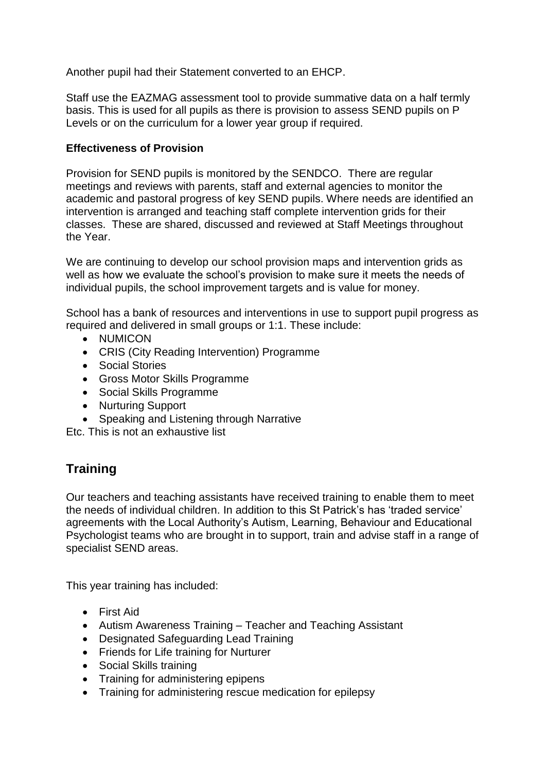Another pupil had their Statement converted to an EHCP.

Staff use the EAZMAG assessment tool to provide summative data on a half termly basis. This is used for all pupils as there is provision to assess SEND pupils on P Levels or on the curriculum for a lower year group if required.

**Effectiveness of Provision**

Provision for SEND pupils is monitored by the SENDCO. There are regular meetings and reviews with parents, staff and external agencies to monitor the academic and pastoral progress of key SEND pupils. Where needs are identified an intervention is arranged and teaching staff complete intervention grids for their classes. These are shared, discussed and reviewed at Staff Meetings throughout the Year.

We are continuing to develop our school provision maps and intervention grids as well as how we evaluate the school's provision to make sure it meets the needs of individual pupils, the school improvement targets and is value for money.

School has a bank of resources and interventions in use to support pupil progress as required and delivered in small groups or 1:1. These include:

- NUMICON
- CRIS (City Reading Intervention) Programme
- Social Stories
- Gross Motor Skills Programme
- Social Skills Programme
- Nurturing Support
- Speaking and Listening through Narrative

Etc. This is not an exhaustive list

## Training

Our teachers and teaching assistants have received training to enable them to meet the needs of individual children. In addition to this St Patrick's has 'traded service' agreements with the Local Authority's Autism, Learning, Behaviour and Educational Psychologist teams who are brought in to support, train and advise staff in a range of specialist SEND areas.

This year training has included:

- First Aid
- Autism Awareness Training – Teacher and Teaching Assistant
- Designated Safeguarding Lead Training
- Friends for Life training for Nurturer
- Social Skills training
- Training for administering epipens
- Training for administering rescue medication for epilepsy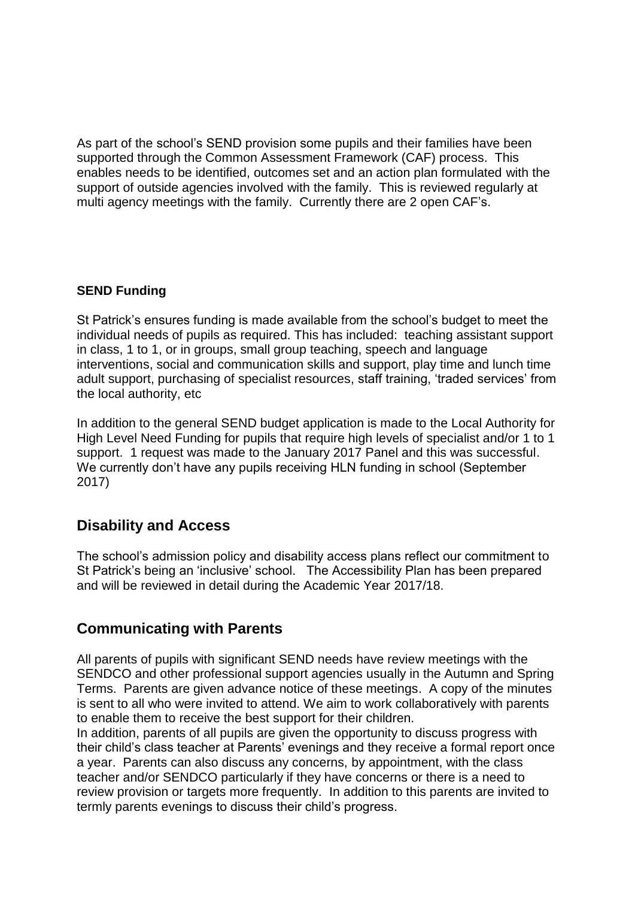As part of the school's SEND provision some pupils and their families have been supported through the Common Assessment Framework (CAF) process. This enables needs to be identified, outcomes set and an action plan formulated with the support of outside agencies involved with the family. This is reviewed regularly at multi agency meetings with the family. Currently there are 2 open CAF's.

**SEND Funding**

St Patrick's ensures funding is made available from the school's budget to meet the individual needs of pupils as required. This has included: teaching assistant support in class, 1 to 1, or in groups, small group teaching, speech and language interventions, social and communication skills and support, play time and lunch time adult support, purchasing of specialist resources, staff training, 'traded services' from the local authority, etc

In addition to the general SEND budget application is made to the Local Authority for High Level Need Funding for pupils that require high levels of specialist and/or 1 to 1 support. 1 request was made to the January 2017 Panel and this was successful. We currently don't have any pupils receiving HLN funding in school (September 2017)

## Disability and Access

The school's admission policy and disability access plans reflect our commitment to St Patrick's being an 'inclusive' school. The Accessibility Plan has been prepared and will be reviewed in detail during the Academic Year 2017/18.

## Communicating with Parents

All parents of pupils with significant SEND needs have review meetings with the SENDCO and other professional support agencies usually in the Autumn and Spring Terms. Parents are given advance notice of these meetings. A copy of the minutes is sent to all who were invited to attend. We aim to work collaboratively with parents to enable them to receive the best support for their children.
In addition, parents of all pupils are given the opportunity to discuss progress with their child's class teacher at Parents' evenings and they receive a formal report once a year. Parents can also discuss any concerns, by appointment, with the class teacher and/or SENDCO particularly if they have concerns or there is a need to review provision or targets more frequently. In addition to this parents are invited to termly parents evenings to discuss their child's progress.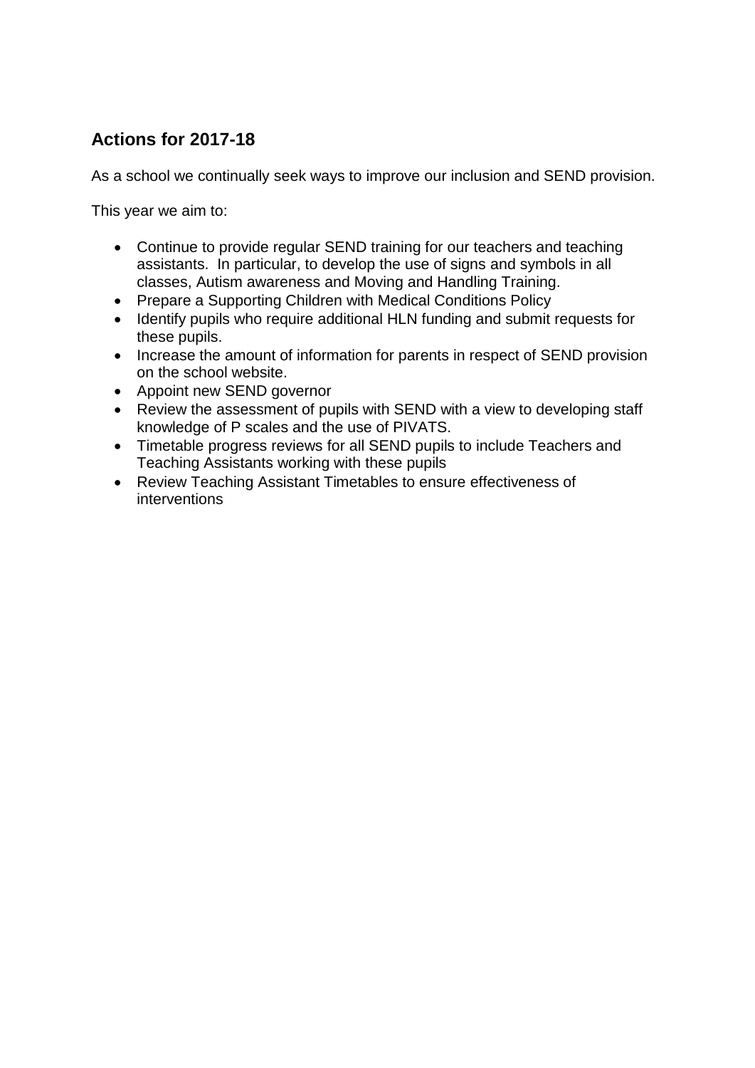## Actions for 2017-18

As a school we continually seek ways to improve our inclusion and SEND provision.

This year we aim to:

- Continue to provide regular SEND training for our teachers and teaching assistants. In particular, to develop the use of signs and symbols in all classes, Autism awareness and Moving and Handling Training.
- Prepare a Supporting Children with Medical Conditions Policy
- Identify pupils who require additional HLN funding and submit requests for these pupils.
- Increase the amount of information for parents in respect of SEND provision on the school website.
- Appoint new SEND governor
- Review the assessment of pupils with SEND with a view to developing staff knowledge of P scales and the use of PIVATS.
- Timetable progress reviews for all SEND pupils to include Teachers and Teaching Assistants working with these pupils
- Review Teaching Assistant Timetables to ensure effectiveness of interventions